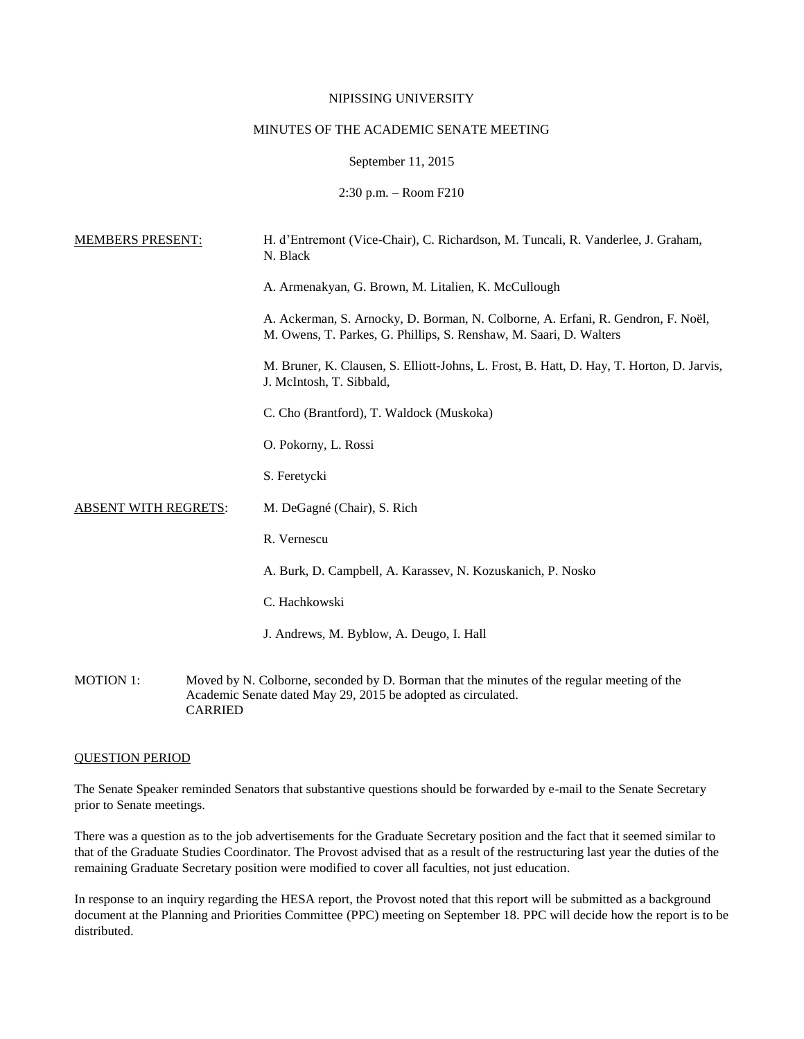NIPISSING UNIVERSITY

MINUTES OF THE ACADEMIC SENATE MEETING

September 11, 2015

2:30 p.m. – Room F210

MEMBERS PRESENT:

H. d'Entremont (Vice-Chair), C. Richardson, M. Tuncali, R. Vanderlee, J. Graham, N. Black

A. Armenakyan, G. Brown, M. Litalien, K. McCullough

A. Ackerman, S. Arnocky, D. Borman, N. Colborne, A. Erfani, R. Gendron, F. Noël, M. Owens, T. Parkes, G. Phillips, S. Renshaw, M. Saari, D. Walters

M. Bruner, K. Clausen, S. Elliott-Johns, L. Frost, B. Hatt, D. Hay, T. Horton, D. Jarvis, J. McIntosh, T. Sibbald,

C. Cho (Brantford), T. Waldock (Muskoka)

O. Pokorny, L. Rossi

S. Feretycki

ABSENT WITH REGRETS:

M. DeGagné (Chair), S. Rich

R. Vernescu

A. Burk, D. Campbell, A. Karassev, N. Kozuskanich, P. Nosko

C. Hachkowski

J. Andrews, M. Byblow, A. Deugo, I. Hall

MOTION 1: Moved by N. Colborne, seconded by D. Borman that the minutes of the regular meeting of the Academic Senate dated May 29, 2015 be adopted as circulated.
CARRIED

QUESTION PERIOD

The Senate Speaker reminded Senators that substantive questions should be forwarded by e-mail to the Senate Secretary prior to Senate meetings.

There was a question as to the job advertisements for the Graduate Secretary position and the fact that it seemed similar to that of the Graduate Studies Coordinator. The Provost advised that as a result of the restructuring last year the duties of the remaining Graduate Secretary position were modified to cover all faculties, not just education.

In response to an inquiry regarding the HESA report, the Provost noted that this report will be submitted as a background document at the Planning and Priorities Committee (PPC) meeting on September 18. PPC will decide how the report is to be distributed.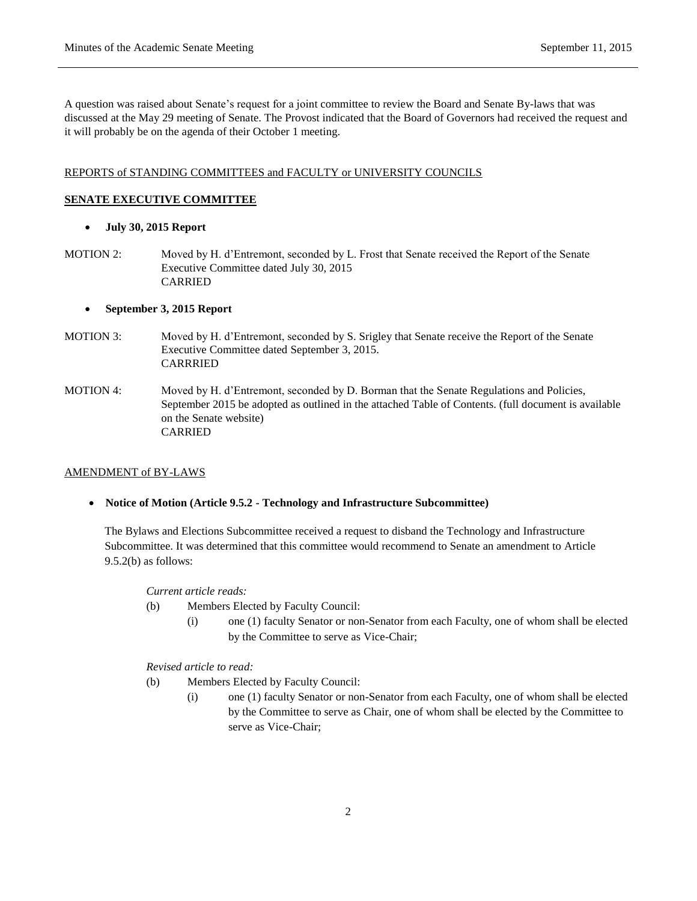A question was raised about Senate's request for a joint committee to review the Board and Senate By-laws that was discussed at the May 29 meeting of Senate. The Provost indicated that the Board of Governors had received the request and it will probably be on the agenda of their October 1 meeting.

REPORTS of STANDING COMMITTEES and FACULTY or UNIVERSITY COUNCILS

**SENATE EXECUTIVE COMMITTEE**

- **July 30, 2015 Report**

MOTION 2: Moved by H. d'Entremont, seconded by L. Frost that Senate received the Report of the Senate Executive Committee dated July 30, 2015
CARRIED

- **September 3, 2015 Report**

MOTION 3: Moved by H. d'Entremont, seconded by S. Srigley that Senate receive the Report of the Senate Executive Committee dated September 3, 2015.
CARRRIED

MOTION 4: Moved by H. d'Entremont, seconded by D. Borman that the Senate Regulations and Policies, September 2015 be adopted as outlined in the attached Table of Contents. (full document is available on the Senate website)
CARRIED

AMENDMENT of BY-LAWS

- **Notice of Motion (Article 9.5.2 - Technology and Infrastructure Subcommittee)**

The Bylaws and Elections Subcommittee received a request to disband the Technology and Infrastructure Subcommittee. It was determined that this committee would recommend to Senate an amendment to Article 9.5.2(b) as follows:

*Current article reads:*

(b) Members Elected by Faculty Council:

(i) one (1) faculty Senator or non-Senator from each Faculty, one of whom shall be elected by the Committee to serve as Vice-Chair;

*Revised article to read:*

(b) Members Elected by Faculty Council:

(i) one (1) faculty Senator or non-Senator from each Faculty, one of whom shall be elected by the Committee to serve as Chair, one of whom shall be elected by the Committee to serve as Vice-Chair;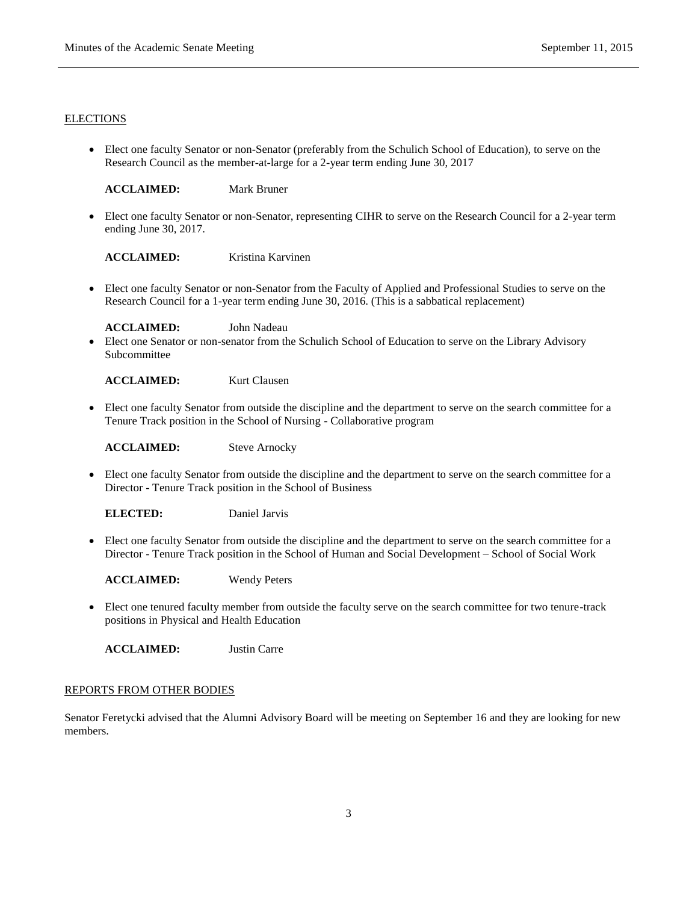## ELECTIONS

- Elect one faculty Senator or non-Senator (preferably from the Schulich School of Education), to serve on the Research Council as the member-at-large for a 2-year term ending June 30, 2017

  **ACCLAIMED:** Mark Bruner

- Elect one faculty Senator or non-Senator, representing CIHR to serve on the Research Council for a 2-year term ending June 30, 2017.

  **ACCLAIMED:** Kristina Karvinen

- Elect one faculty Senator or non-Senator from the Faculty of Applied and Professional Studies to serve on the Research Council for a 1-year term ending June 30, 2016. (This is a sabbatical replacement)

  **ACCLAIMED:** John Nadeau

- Elect one Senator or non-senator from the Schulich School of Education to serve on the Library Advisory Subcommittee

  **ACCLAIMED:** Kurt Clausen

- Elect one faculty Senator from outside the discipline and the department to serve on the search committee for a Tenure Track position in the School of Nursing - Collaborative program

  **ACCLAIMED:** Steve Arnocky

- Elect one faculty Senator from outside the discipline and the department to serve on the search committee for a Director - Tenure Track position in the School of Business

  **ELECTED:** Daniel Jarvis

- Elect one faculty Senator from outside the discipline and the department to serve on the search committee for a Director - Tenure Track position in the School of Human and Social Development – School of Social Work

  **ACCLAIMED:** Wendy Peters

- Elect one tenured faculty member from outside the faculty serve on the search committee for two tenure-track positions in Physical and Health Education

  **ACCLAIMED:** Justin Carre

## REPORTS FROM OTHER BODIES

Senator Feretycki advised that the Alumni Advisory Board will be meeting on September 16 and they are looking for new members.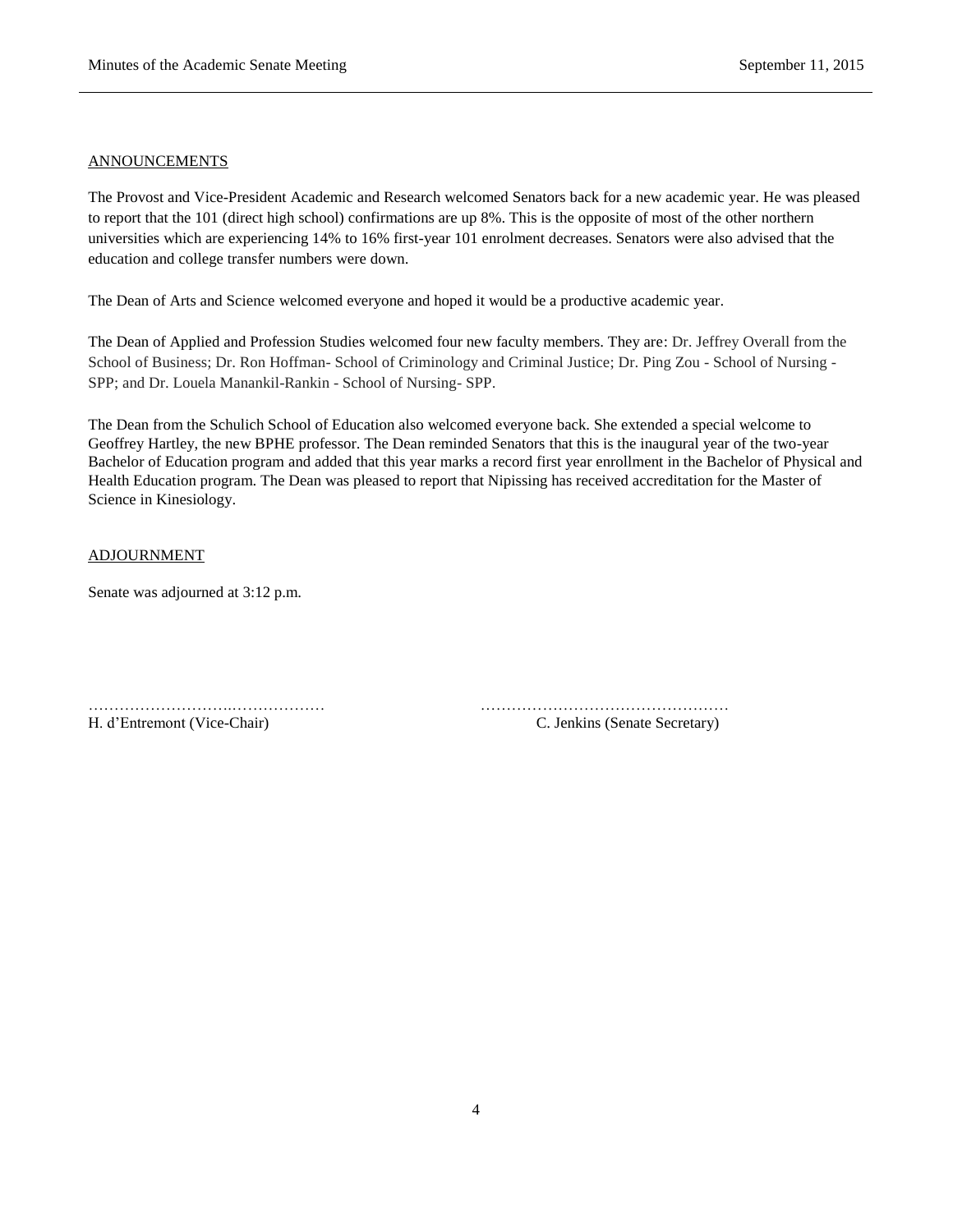ANNOUNCEMENTS

The Provost and Vice-President Academic and Research welcomed Senators back for a new academic year. He was pleased to report that the 101 (direct high school) confirmations are up 8%. This is the opposite of most of the other northern universities which are experiencing 14% to 16% first-year 101 enrolment decreases. Senators were also advised that the education and college transfer numbers were down.

The Dean of Arts and Science welcomed everyone and hoped it would be a productive academic year.

The Dean of Applied and Profession Studies welcomed four new faculty members. They are: Dr. Jeffrey Overall from the School of Business; Dr. Ron Hoffman- School of Criminology and Criminal Justice; Dr. Ping Zou - School of Nursing - SPP; and Dr. Louela Manankil-Rankin - School of Nursing- SPP.

The Dean from the Schulich School of Education also welcomed everyone back. She extended a special welcome to Geoffrey Hartley, the new BPHE professor. The Dean reminded Senators that this is the inaugural year of the two-year Bachelor of Education program and added that this year marks a record first year enrollment in the Bachelor of Physical and Health Education program. The Dean was pleased to report that Nipissing has received accreditation for the Master of Science in Kinesiology.

ADJOURNMENT

Senate was adjourned at 3:12 p.m.

………………………..……………… ………………………………………….
H. d'Entremont (Vice-Chair) C. Jenkins (Senate Secretary)